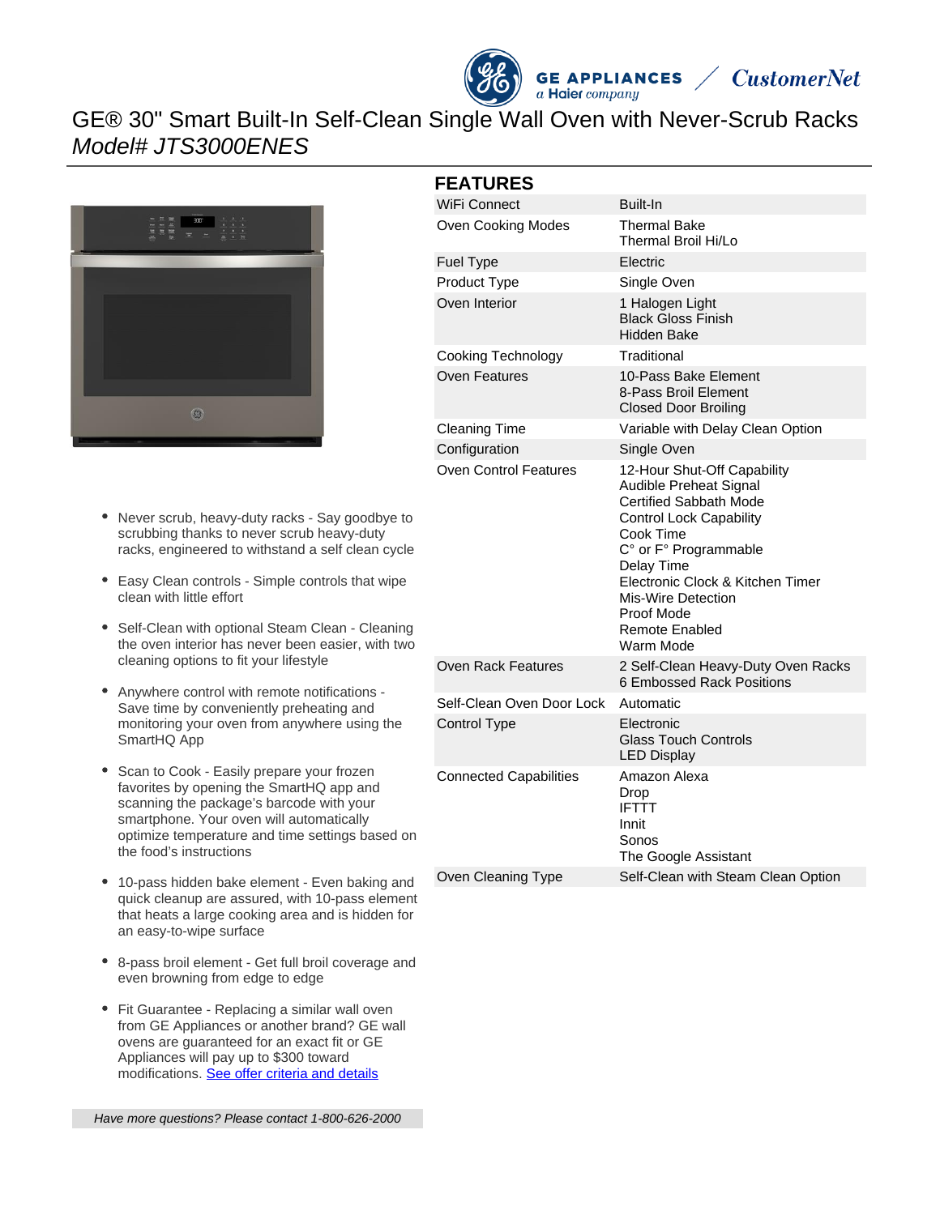# GE® 30" Smart Built-In Self-Clean Single Wall Oven with Never-Scrub Racks

*Model# JTS3000ENES*

- Never scrub, heavy-duty racks - Say goodbye to scrubbing thanks to never scrub heavy-duty racks, engineered to withstand a self clean cycle
- Easy Clean controls - Simple controls that wipe clean with little effort
- Self-Clean with optional Steam Clean - Cleaning the oven interior has never been easier, with two cleaning options to fit your lifestyle
- Anywhere control with remote notifications - Save time by conveniently preheating and monitoring your oven from anywhere using the SmartHQ App
- Scan to Cook - Easily prepare your frozen favorites by opening the SmartHQ app and scanning the package's barcode with your smartphone. Your oven will automatically optimize temperature and time settings based on the food's instructions
- 10-pass hidden bake element - Even baking and quick cleanup are assured, with 10-pass element that heats a large cooking area and is hidden for an easy-to-wipe surface
- 8-pass broil element - Get full broil coverage and even browning from edge to edge
- Fit Guarantee - Replacing a similar wall oven from GE Appliances or another brand? GE wall ovens are guaranteed for an exact fit or GE Appliances will pay up to $300 toward modifications. See offer criteria and details

*Have more questions? Please contact 1-800-626-2000*

## FEATURES

| | |
|---|---|
| WiFi Connect | Built-In |
| Oven Cooking Modes | Thermal Bake<br>Thermal Broil Hi/Lo |
| Fuel Type | Electric |
| Product Type | Single Oven |
| Oven Interior | 1 Halogen Light<br>Black Gloss Finish<br>Hidden Bake |
| Cooking Technology | Traditional |
| Oven Features | 10-Pass Bake Element<br>8-Pass Broil Element<br>Closed Door Broiling |
| Cleaning Time | Variable with Delay Clean Option |
| Configuration | Single Oven |
| Oven Control Features | 12-Hour Shut-Off Capability<br>Audible Preheat Signal<br>Certified Sabbath Mode<br>Control Lock Capability<br>Cook Time<br>C° or F° Programmable<br>Delay Time<br>Electronic Clock & Kitchen Timer<br>Mis-Wire Detection<br>Proof Mode<br>Remote Enabled<br>Warm Mode |
| Oven Rack Features | 2 Self-Clean Heavy-Duty Oven Racks<br>6 Embossed Rack Positions |
| Self-Clean Oven Door Lock | Automatic |
| Control Type | Electronic<br>Glass Touch Controls<br>LED Display |
| Connected Capabilities | Amazon Alexa<br>Drop<br>IFTTT<br>Innit<br>Sonos<br>The Google Assistant |
| Oven Cleaning Type | Self-Clean with Steam Clean Option |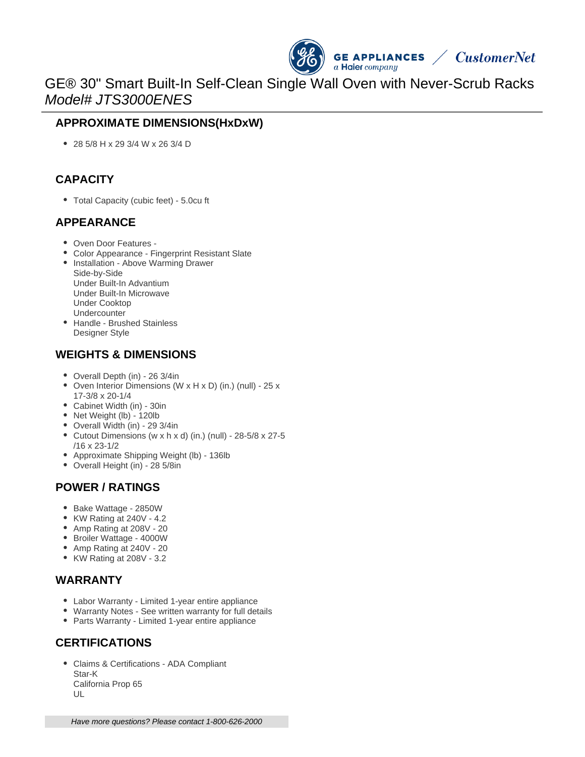# GE® 30" Smart Built-In Self-Clean Single Wall Oven with Never-Scrub Racks
*Model# JTS3000ENES*

## APPROXIMATE DIMENSIONS(HxDxW)

- 28 5/8 H x 29 3/4 W x 26 3/4 D

## CAPACITY

- Total Capacity (cubic feet) - 5.0cu ft

## APPEARANCE

- Oven Door Features -
- Color Appearance - Fingerprint Resistant Slate
- Installation - Above Warming Drawer
  Side-by-Side
  Under Built-In Advantium
  Under Built-In Microwave
  Under Cooktop
  Undercounter
- Handle - Brushed Stainless
  Designer Style

## WEIGHTS & DIMENSIONS

- Overall Depth (in) - 26 3/4in
- Oven Interior Dimensions (W x H x D) (in.) (null) - 25 x 17-3/8 x 20-1/4
- Cabinet Width (in) - 30in
- Net Weight (lb) - 120lb
- Overall Width (in) - 29 3/4in
- Cutout Dimensions (w x h x d) (in.) (null) - 28-5/8 x 27-5/16 x 23-1/2
- Approximate Shipping Weight (lb) - 136lb
- Overall Height (in) - 28 5/8in

## POWER / RATINGS

- Bake Wattage - 2850W
- KW Rating at 240V - 4.2
- Amp Rating at 208V - 20
- Broiler Wattage - 4000W
- Amp Rating at 240V - 20
- KW Rating at 208V - 3.2

## WARRANTY

- Labor Warranty - Limited 1-year entire appliance
- Warranty Notes - See written warranty for full details
- Parts Warranty - Limited 1-year entire appliance

## CERTIFICATIONS

- Claims & Certifications - ADA Compliant
  Star-K
  California Prop 65
  UL

*Have more questions? Please contact 1-800-626-2000*